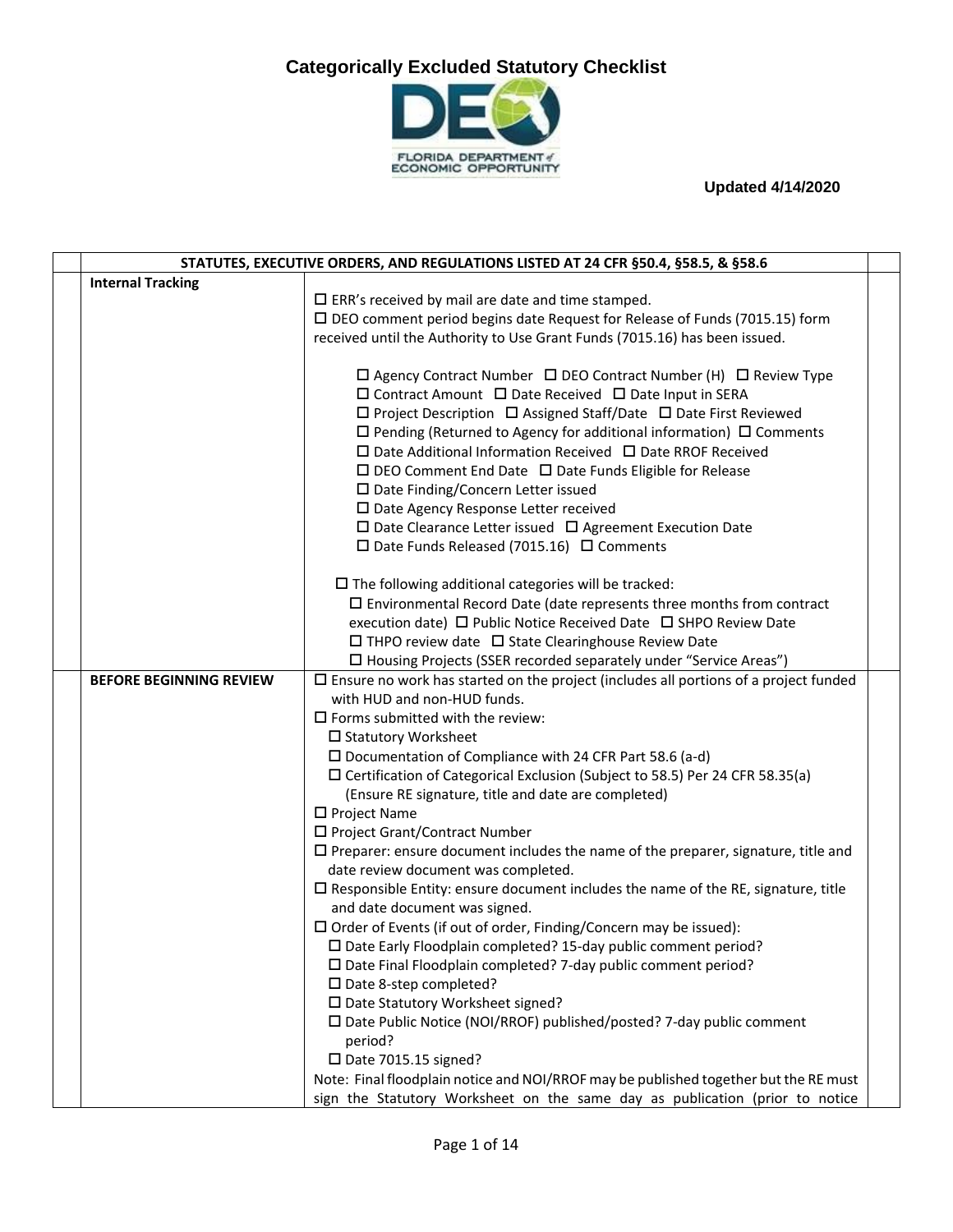# Categorically Excluded Statutory Checklist

FLORIDA DEPARTMENT of ECONOMIC OPPORTUNITY

**Updated 4/14/2020**

| | STATUTES, EXECUTIVE ORDERS, AND REGULATIONS LISTED AT 24 CFR §50.4, §58.5, & §58.6 | | |
|---|---|---|---|
| | **Internal Tracking** | ☐ ERR's received by mail are date and time stamped.<br>☐ DEO comment period begins date Request for Release of Funds (7015.15) form received until the Authority to Use Grant Funds (7015.16) has been issued.<br><br>☐ Agency Contract Number ☐ DEO Contract Number (H) ☐ Review Type<br>☐ Contract Amount ☐ Date Received ☐ Date Input in SERA<br>☐ Project Description ☐ Assigned Staff/Date ☐ Date First Reviewed<br>☐ Pending (Returned to Agency for additional information) ☐ Comments<br>☐ Date Additional Information Received ☐ Date RROF Received<br>☐ DEO Comment End Date ☐ Date Funds Eligible for Release<br>☐ Date Finding/Concern Letter issued<br>☐ Date Agency Response Letter received<br>☐ Date Clearance Letter issued ☐ Agreement Execution Date<br>☐ Date Funds Released (7015.16) ☐ Comments<br><br>☐ The following additional categories will be tracked:<br>☐ Environmental Record Date (date represents three months from contract execution date) ☐ Public Notice Received Date ☐ SHPO Review Date<br>☐ THPO review date ☐ State Clearinghouse Review Date<br>☐ Housing Projects (SSER recorded separately under "Service Areas") | |
| | **BEFORE BEGINNING REVIEW** | ☐ Ensure no work has started on the project (includes all portions of a project funded with HUD and non-HUD funds.<br>☐ Forms submitted with the review:<br>☐ Statutory Worksheet<br>☐ Documentation of Compliance with 24 CFR Part 58.6 (a-d)<br>☐ Certification of Categorical Exclusion (Subject to 58.5) Per 24 CFR 58.35(a) (Ensure RE signature, title and date are completed)<br>☐ Project Name<br>☐ Project Grant/Contract Number<br>☐ Preparer: ensure document includes the name of the preparer, signature, title and date review document was completed.<br>☐ Responsible Entity: ensure document includes the name of the RE, signature, title and date document was signed.<br>☐ Order of Events (if out of order, Finding/Concern may be issued):<br>☐ Date Early Floodplain completed? 15-day public comment period?<br>☐ Date Final Floodplain completed? 7-day public comment period?<br>☐ Date 8-step completed?<br>☐ Date Statutory Worksheet signed?<br>☐ Date Public Notice (NOI/RROF) published/posted? 7-day public comment period?<br>☐ Date 7015.15 signed?<br>Note: Final floodplain notice and NOI/RROF may be published together but the RE must sign the Statutory Worksheet on the same day as publication (prior to notice | |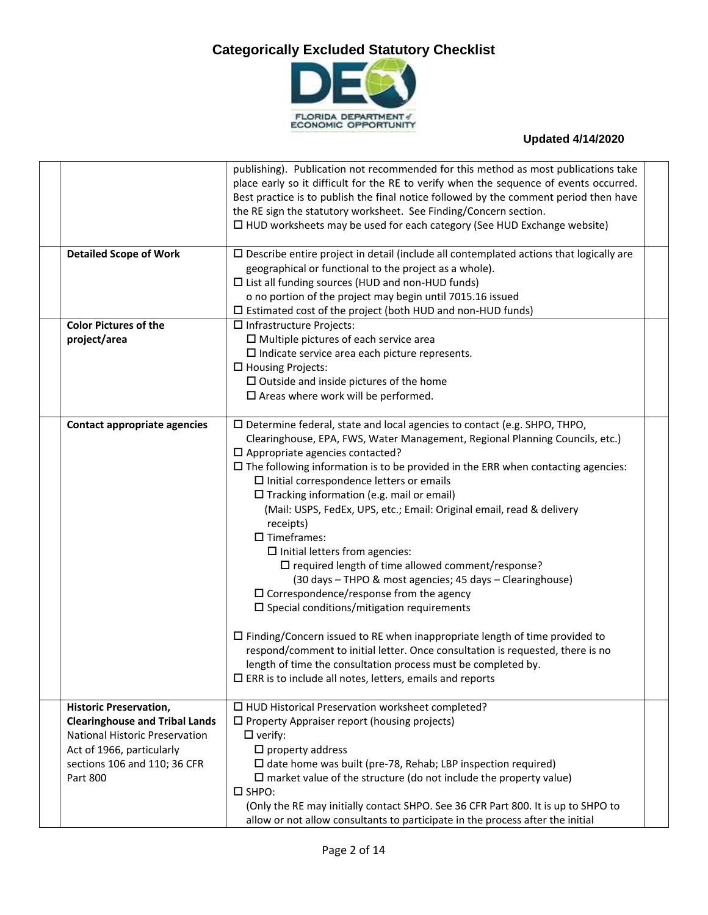| | | | |
|---|---|---|---|
| | | publishing). Publication not recommended for this method as most publications take place early so it difficult for the RE to verify when the sequence of events occurred. Best practice is to publish the final notice followed by the comment period then have the RE sign the statutory worksheet. See Finding/Concern section.<br>☐ HUD worksheets may be used for each category (See HUD Exchange website) | |
| | **Detailed Scope of Work** | ☐ Describe entire project in detail (include all contemplated actions that logically are geographical or functional to the project as a whole).<br>☐ List all funding sources (HUD and non-HUD funds)<br>o no portion of the project may begin until 7015.16 issued<br>☐ Estimated cost of the project (both HUD and non-HUD funds) | |
| | **Color Pictures of the project/area** | ☐ Infrastructure Projects:<br>☐ Multiple pictures of each service area<br>☐ Indicate service area each picture represents.<br>☐ Housing Projects:<br>☐ Outside and inside pictures of the home<br>☐ Areas where work will be performed. | |
| | **Contact appropriate agencies** | ☐ Determine federal, state and local agencies to contact (e.g. SHPO, THPO, Clearinghouse, EPA, FWS, Water Management, Regional Planning Councils, etc.)<br>☐ Appropriate agencies contacted?<br>☐ The following information is to be provided in the ERR when contacting agencies:<br>☐ Initial correspondence letters or emails<br>☐ Tracking information (e.g. mail or email)<br>(Mail: USPS, FedEx, UPS, etc.; Email: Original email, read & delivery receipts)<br>☐ Timeframes:<br>☐ Initial letters from agencies:<br>☐ required length of time allowed comment/response?<br>(30 days – THPO & most agencies; 45 days – Clearinghouse)<br>☐ Correspondence/response from the agency<br>☐ Special conditions/mitigation requirements<br><br>☐ Finding/Concern issued to RE when inappropriate length of time provided to respond/comment to initial letter. Once consultation is requested, there is no length of time the consultation process must be completed by.<br>☐ ERR is to include all notes, letters, emails and reports | |
| | **Historic Preservation, Clearinghouse and Tribal Lands** National Historic Preservation Act of 1966, particularly sections 106 and 110; 36 CFR Part 800 | ☐ HUD Historical Preservation worksheet completed?<br>☐ Property Appraiser report (housing projects)<br>☐ verify:<br>☐ property address<br>☐ date home was built (pre-78, Rehab; LBP inspection required)<br>☐ market value of the structure (do not include the property value)<br>☐ SHPO:<br>(Only the RE may initially contact SHPO. See 36 CFR Part 800. It is up to SHPO to allow or not allow consultants to participate in the process after the initial | |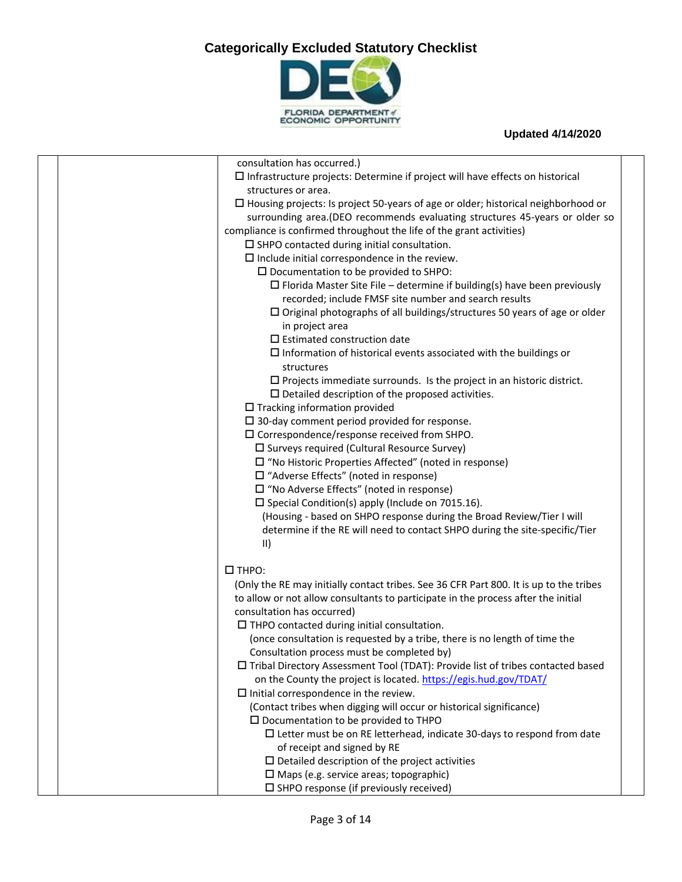| | | consultation has occurred.)<br>☐ Infrastructure projects: Determine if project will have effects on historical structures or area.<br>☐ Housing projects: Is project 50-years of age or older; historical neighborhood or surrounding area.(DEO recommends evaluating structures 45-years or older so compliance is confirmed throughout the life of the grant activities)<br>☐ SHPO contacted during initial consultation.<br>☐ Include initial correspondence in the review.<br>☐ Documentation to be provided to SHPO:<br>☐ Florida Master Site File – determine if building(s) have been previously recorded; include FMSF site number and search results<br>☐ Original photographs of all buildings/structures 50 years of age or older in project area<br>☐ Estimated construction date<br>☐ Information of historical events associated with the buildings or structures<br>☐ Projects immediate surrounds. Is the project in an historic district.<br>☐ Detailed description of the proposed activities.<br>☐ Tracking information provided<br>☐ 30-day comment period provided for response.<br>☐ Correspondence/response received from SHPO.<br>☐ Surveys required (Cultural Resource Survey)<br>☐ "No Historic Properties Affected" (noted in response)<br>☐ "Adverse Effects" (noted in response)<br>☐ "No Adverse Effects" (noted in response)<br>☐ Special Condition(s) apply (Include on 7015.16).<br>(Housing - based on SHPO response during the Broad Review/Tier I will determine if the RE will need to contact SHPO during the site-specific/Tier II)<br><br>☐ THPO:<br>(Only the RE may initially contact tribes. See 36 CFR Part 800. It is up to the tribes to allow or not allow consultants to participate in the process after the initial consultation has occurred)<br>☐ THPO contacted during initial consultation.<br>(once consultation is requested by a tribe, there is no length of time the Consultation process must be completed by)<br>☐ Tribal Directory Assessment Tool (TDAT): Provide list of tribes contacted based on the County the project is located. https://egis.hud.gov/TDAT/<br>☐ Initial correspondence in the review.<br>(Contact tribes when digging will occur or historical significance)<br>☐ Documentation to be provided to THPO<br>☐ Letter must be on RE letterhead, indicate 30-days to respond from date of receipt and signed by RE<br>☐ Detailed description of the project activities<br>☐ Maps (e.g. service areas; topographic)<br>☐ SHPO response (if previously received) | |
|---|---|---|---|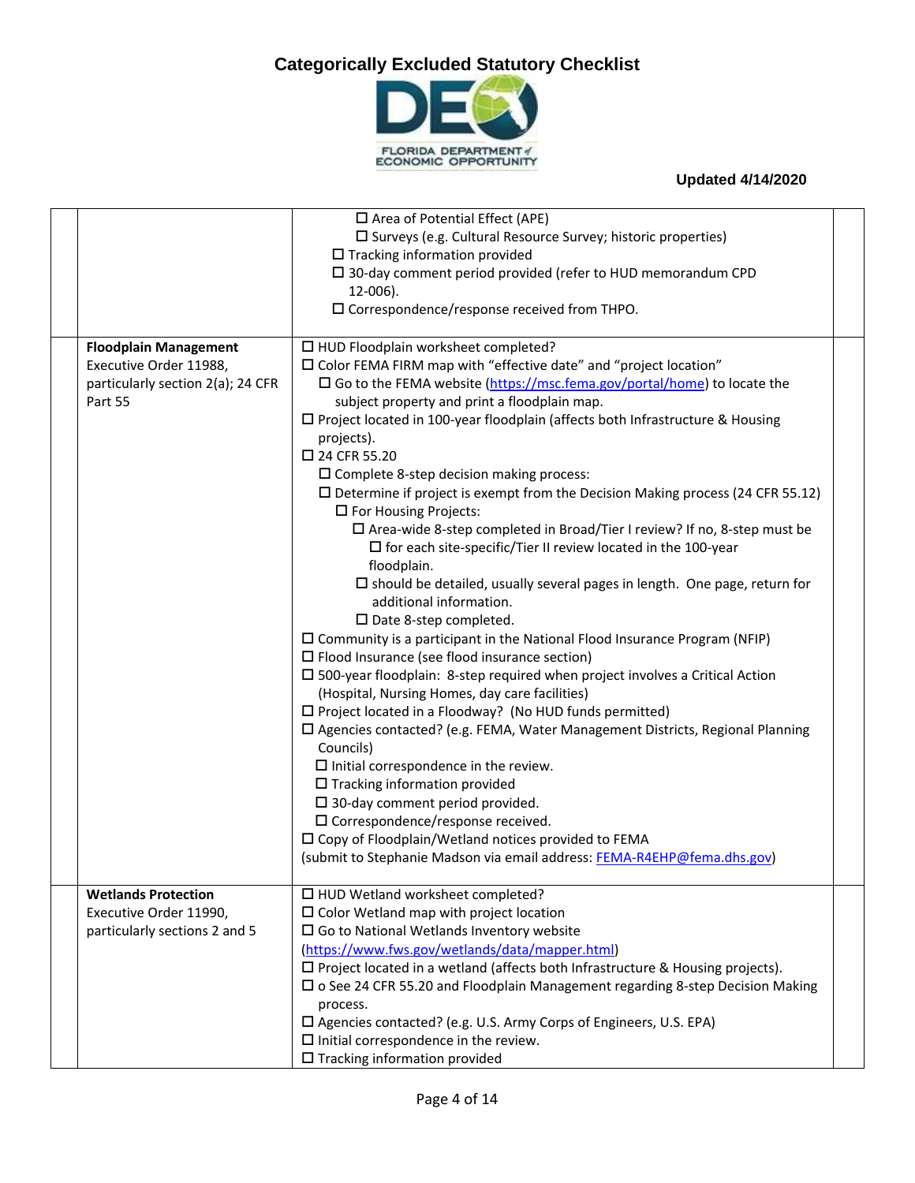# Categorically Excluded Statutory Checklist

FLORIDA DEPARTMENT of ECONOMIC OPPORTUNITY

**Updated 4/14/2020**

| | | | |
|---|---|---|---|
| | | ☐ Area of Potential Effect (APE)<br>☐ Surveys (e.g. Cultural Resource Survey; historic properties)<br>☐ Tracking information provided<br>☐ 30-day comment period provided (refer to HUD memorandum CPD 12-006).<br>☐ Correspondence/response received from THPO. | |
| | **Floodplain Management** Executive Order 11988, particularly section 2(a); 24 CFR Part 55 | ☐ HUD Floodplain worksheet completed?<br>☐ Color FEMA FIRM map with "effective date" and "project location"<br>☐ Go to the FEMA website (https://msc.fema.gov/portal/home) to locate the subject property and print a floodplain map.<br>☐ Project located in 100-year floodplain (affects both Infrastructure & Housing projects).<br>☐ 24 CFR 55.20<br>☐ Complete 8-step decision making process:<br>☐ Determine if project is exempt from the Decision Making process (24 CFR 55.12)<br>☐ For Housing Projects:<br>☐ Area-wide 8-step completed in Broad/Tier I review? If no, 8-step must be<br>☐ for each site-specific/Tier II review located in the 100-year floodplain.<br>☐ should be detailed, usually several pages in length. One page, return for additional information.<br>☐ Date 8-step completed.<br>☐ Community is a participant in the National Flood Insurance Program (NFIP)<br>☐ Flood Insurance (see flood insurance section)<br>☐ 500-year floodplain: 8-step required when project involves a Critical Action (Hospital, Nursing Homes, day care facilities)<br>☐ Project located in a Floodway? (No HUD funds permitted)<br>☐ Agencies contacted? (e.g. FEMA, Water Management Districts, Regional Planning Councils)<br>☐ Initial correspondence in the review.<br>☐ Tracking information provided<br>☐ 30-day comment period provided.<br>☐ Correspondence/response received.<br>☐ Copy of Floodplain/Wetland notices provided to FEMA<br>(submit to Stephanie Madson via email address: FEMA-R4EHP@fema.dhs.gov) | |
| | **Wetlands Protection** Executive Order 11990, particularly sections 2 and 5 | ☐ HUD Wetland worksheet completed?<br>☐ Color Wetland map with project location<br>☐ Go to National Wetlands Inventory website (https://www.fws.gov/wetlands/data/mapper.html)<br>☐ Project located in a wetland (affects both Infrastructure & Housing projects).<br>☐ o See 24 CFR 55.20 and Floodplain Management regarding 8-step Decision Making process.<br>☐ Agencies contacted? (e.g. U.S. Army Corps of Engineers, U.S. EPA)<br>☐ Initial correspondence in the review.<br>☐ Tracking information provided | |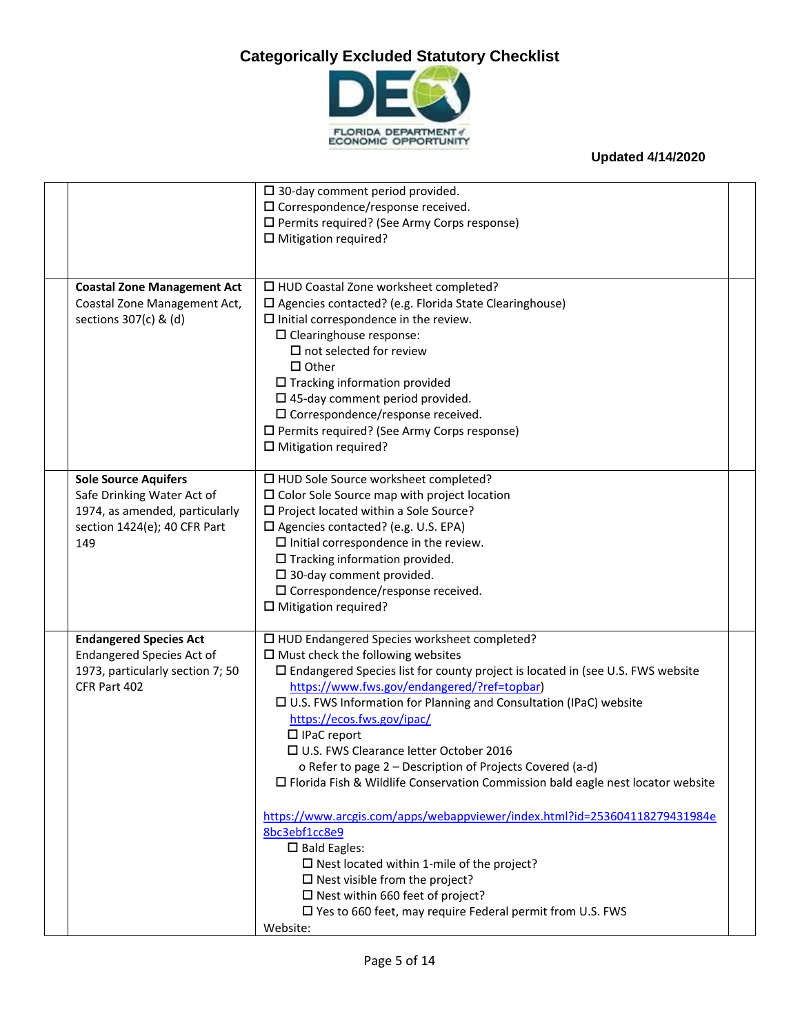| | | | |
|---|---|---|---|
| | | ☐ 30-day comment period provided.<br>☐ Correspondence/response received.<br>☐ Permits required? (See Army Corps response)<br>☐ Mitigation required? | |
| | **Coastal Zone Management Act**<br>Coastal Zone Management Act, sections 307(c) & (d) | ☐ HUD Coastal Zone worksheet completed?<br>☐ Agencies contacted? (e.g. Florida State Clearinghouse)<br>☐ Initial correspondence in the review.<br>&nbsp;&nbsp;☐ Clearinghouse response:<br>&nbsp;&nbsp;&nbsp;&nbsp;☐ not selected for review<br>&nbsp;&nbsp;&nbsp;&nbsp;☐ Other<br>&nbsp;&nbsp;☐ Tracking information provided<br>&nbsp;&nbsp;☐ 45-day comment period provided.<br>&nbsp;&nbsp;☐ Correspondence/response received.<br>☐ Permits required? (See Army Corps response)<br>☐ Mitigation required? | |
| | **Sole Source Aquifers**<br>Safe Drinking Water Act of 1974, as amended, particularly section 1424(e); 40 CFR Part 149 | ☐ HUD Sole Source worksheet completed?<br>☐ Color Sole Source map with project location<br>☐ Project located within a Sole Source?<br>☐ Agencies contacted? (e.g. U.S. EPA)<br>&nbsp;&nbsp;☐ Initial correspondence in the review.<br>&nbsp;&nbsp;☐ Tracking information provided.<br>&nbsp;&nbsp;☐ 30-day comment provided.<br>&nbsp;&nbsp;☐ Correspondence/response received.<br>☐ Mitigation required? | |
| | **Endangered Species Act**<br>Endangered Species Act of 1973, particularly section 7; 50 CFR Part 402 | ☐ HUD Endangered Species worksheet completed?<br>☐ Must check the following websites<br>&nbsp;&nbsp;☐ Endangered Species list for county project is located in (see U.S. FWS website https://www.fws.gov/endangered/?ref=topbar)<br>&nbsp;&nbsp;☐ U.S. FWS Information for Planning and Consultation (IPaC) website https://ecos.fws.gov/ipac/<br>&nbsp;&nbsp;&nbsp;&nbsp;☐ IPaC report<br>&nbsp;&nbsp;&nbsp;&nbsp;☐ U.S. FWS Clearance letter October 2016<br>&nbsp;&nbsp;&nbsp;&nbsp;&nbsp;&nbsp;o Refer to page 2 – Description of Projects Covered (a-d)<br>&nbsp;&nbsp;☐ Florida Fish & Wildlife Conservation Commission bald eagle nest locator website<br><br>https://www.arcgis.com/apps/webappviewer/index.html?id=253604118279431984e8bc3ebf1cc8e9<br>&nbsp;&nbsp;&nbsp;&nbsp;☐ Bald Eagles:<br>&nbsp;&nbsp;&nbsp;&nbsp;&nbsp;&nbsp;☐ Nest located within 1-mile of the project?<br>&nbsp;&nbsp;&nbsp;&nbsp;&nbsp;&nbsp;☐ Nest visible from the project?<br>&nbsp;&nbsp;&nbsp;&nbsp;&nbsp;&nbsp;☐ Nest within 660 feet of project?<br>&nbsp;&nbsp;&nbsp;&nbsp;&nbsp;&nbsp;☐ Yes to 660 feet, may require Federal permit from U.S. FWS<br>Website: | |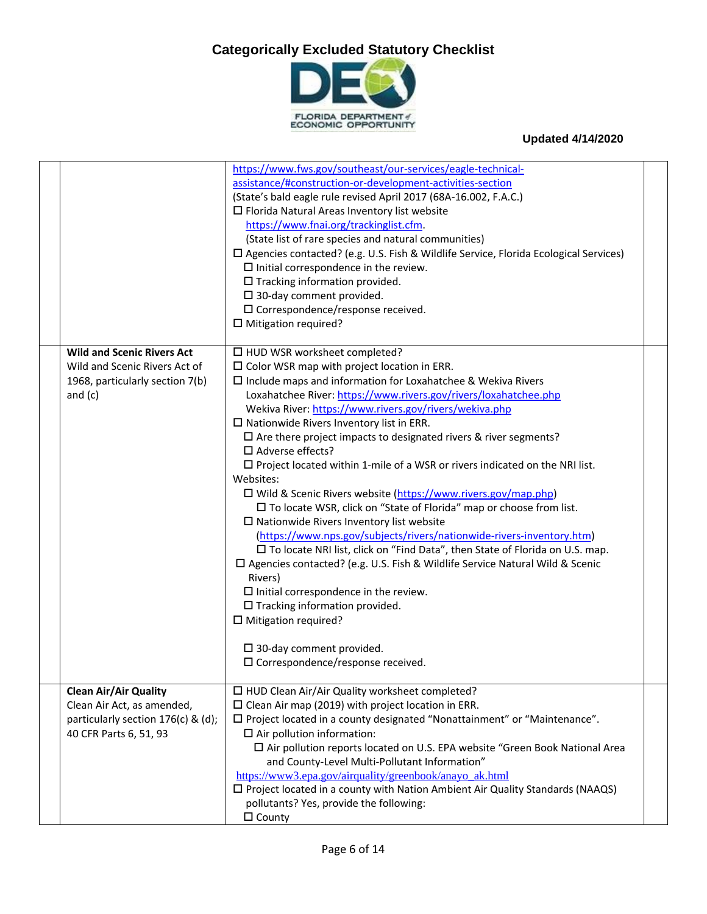| | | | |
|---|---|---|---|
| | | https://www.fws.gov/southeast/our-services/eagle-technical-assistance/#construction-or-development-activities-section<br>(State's bald eagle rule revised April 2017 (68A-16.002, F.A.C.)<br>☐ Florida Natural Areas Inventory list website<br>https://www.fnai.org/trackinglist.cfm.<br>(State list of rare species and natural communities)<br>☐ Agencies contacted? (e.g. U.S. Fish & Wildlife Service, Florida Ecological Services)<br>☐ Initial correspondence in the review.<br>☐ Tracking information provided.<br>☐ 30-day comment provided.<br>☐ Correspondence/response received.<br>☐ Mitigation required? | |
| | **Wild and Scenic Rivers Act**<br>Wild and Scenic Rivers Act of 1968, particularly section 7(b) and (c) | ☐ HUD WSR worksheet completed?<br>☐ Color WSR map with project location in ERR.<br>☐ Include maps and information for Loxahatchee & Wekiva Rivers<br>Loxahatchee River: https://www.rivers.gov/rivers/loxahatchee.php<br>Wekiva River: https://www.rivers.gov/rivers/wekiva.php<br>☐ Nationwide Rivers Inventory list in ERR.<br>☐ Are there project impacts to designated rivers & river segments?<br>☐ Adverse effects?<br>☐ Project located within 1-mile of a WSR or rivers indicated on the NRI list.<br>Websites:<br>☐ Wild & Scenic Rivers website (https://www.rivers.gov/map.php)<br>☐ To locate WSR, click on "State of Florida" map or choose from list.<br>☐ Nationwide Rivers Inventory list website (https://www.nps.gov/subjects/rivers/nationwide-rivers-inventory.htm)<br>☐ To locate NRI list, click on "Find Data", then State of Florida on U.S. map.<br>☐ Agencies contacted? (e.g. U.S. Fish & Wildlife Service Natural Wild & Scenic Rivers)<br>☐ Initial correspondence in the review.<br>☐ Tracking information provided.<br>☐ Mitigation required?<br><br>☐ 30-day comment provided.<br>☐ Correspondence/response received. | |
| | **Clean Air/Air Quality**<br>Clean Air Act, as amended, particularly section 176(c) & (d); 40 CFR Parts 6, 51, 93 | ☐ HUD Clean Air/Air Quality worksheet completed?<br>☐ Clean Air map (2019) with project location in ERR.<br>☐ Project located in a county designated "Nonattainment" or "Maintenance".<br>☐ Air pollution information:<br>☐ Air pollution reports located on U.S. EPA website "Green Book National Area and County-Level Multi-Pollutant Information"<br>https://www3.epa.gov/airquality/greenbook/anayo_ak.html<br>☐ Project located in a county with Nation Ambient Air Quality Standards (NAAQS) pollutants? Yes, provide the following:<br>☐ County | |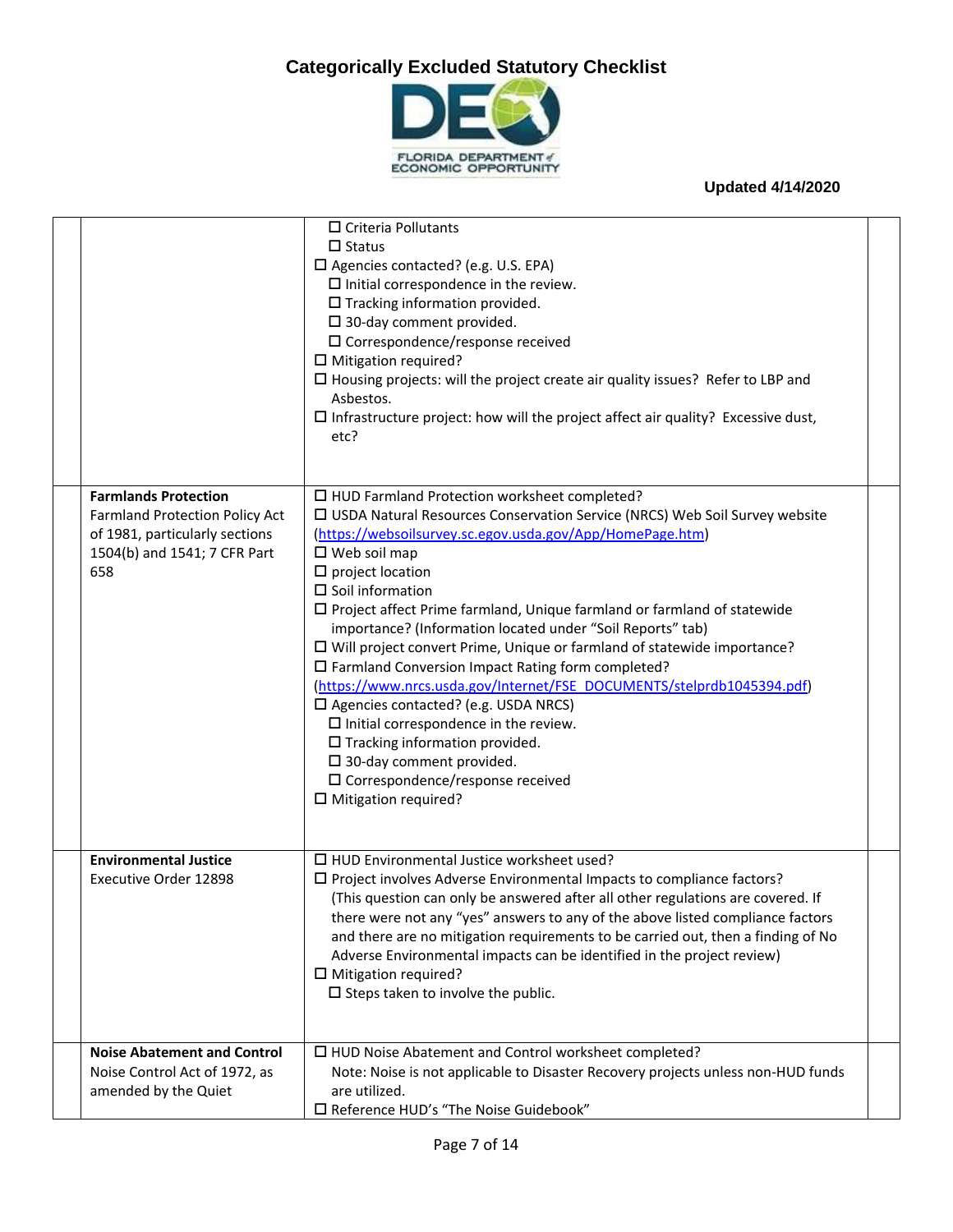# Categorically Excluded Statutory Checklist

FLORIDA DEPARTMENT of ECONOMIC OPPORTUNITY

**Updated 4/14/2020**

| | | | |
|---|---|---|---|
| | | ☐ Criteria Pollutants<br>☐ Status<br>☐ Agencies contacted? (e.g. U.S. EPA)<br>☐ Initial correspondence in the review.<br>☐ Tracking information provided.<br>☐ 30-day comment provided.<br>☐ Correspondence/response received<br>☐ Mitigation required?<br>☐ Housing projects: will the project create air quality issues? Refer to LBP and Asbestos.<br>☐ Infrastructure project: how will the project affect air quality? Excessive dust, etc? | |
| | **Farmlands Protection**<br>Farmland Protection Policy Act of 1981, particularly sections 1504(b) and 1541; 7 CFR Part 658 | ☐ HUD Farmland Protection worksheet completed?<br>☐ USDA Natural Resources Conservation Service (NRCS) Web Soil Survey website (https://websoilsurvey.sc.egov.usda.gov/App/HomePage.htm)<br>☐ Web soil map<br>☐ project location<br>☐ Soil information<br>☐ Project affect Prime farmland, Unique farmland or farmland of statewide importance? (Information located under "Soil Reports" tab)<br>☐ Will project convert Prime, Unique or farmland of statewide importance?<br>☐ Farmland Conversion Impact Rating form completed? (https://www.nrcs.usda.gov/Internet/FSE_DOCUMENTS/stelprdb1045394.pdf)<br>☐ Agencies contacted? (e.g. USDA NRCS)<br>☐ Initial correspondence in the review.<br>☐ Tracking information provided.<br>☐ 30-day comment provided.<br>☐ Correspondence/response received<br>☐ Mitigation required? | |
| | **Environmental Justice**<br>Executive Order 12898 | ☐ HUD Environmental Justice worksheet used?<br>☐ Project involves Adverse Environmental Impacts to compliance factors? (This question can only be answered after all other regulations are covered. If there were not any "yes" answers to any of the above listed compliance factors and there are no mitigation requirements to be carried out, then a finding of No Adverse Environmental impacts can be identified in the project review)<br>☐ Mitigation required?<br>☐ Steps taken to involve the public. | |
| | **Noise Abatement and Control**<br>Noise Control Act of 1972, as amended by the Quiet | ☐ HUD Noise Abatement and Control worksheet completed?<br>Note: Noise is not applicable to Disaster Recovery projects unless non-HUD funds are utilized.<br>☐ Reference HUD's "The Noise Guidebook" | |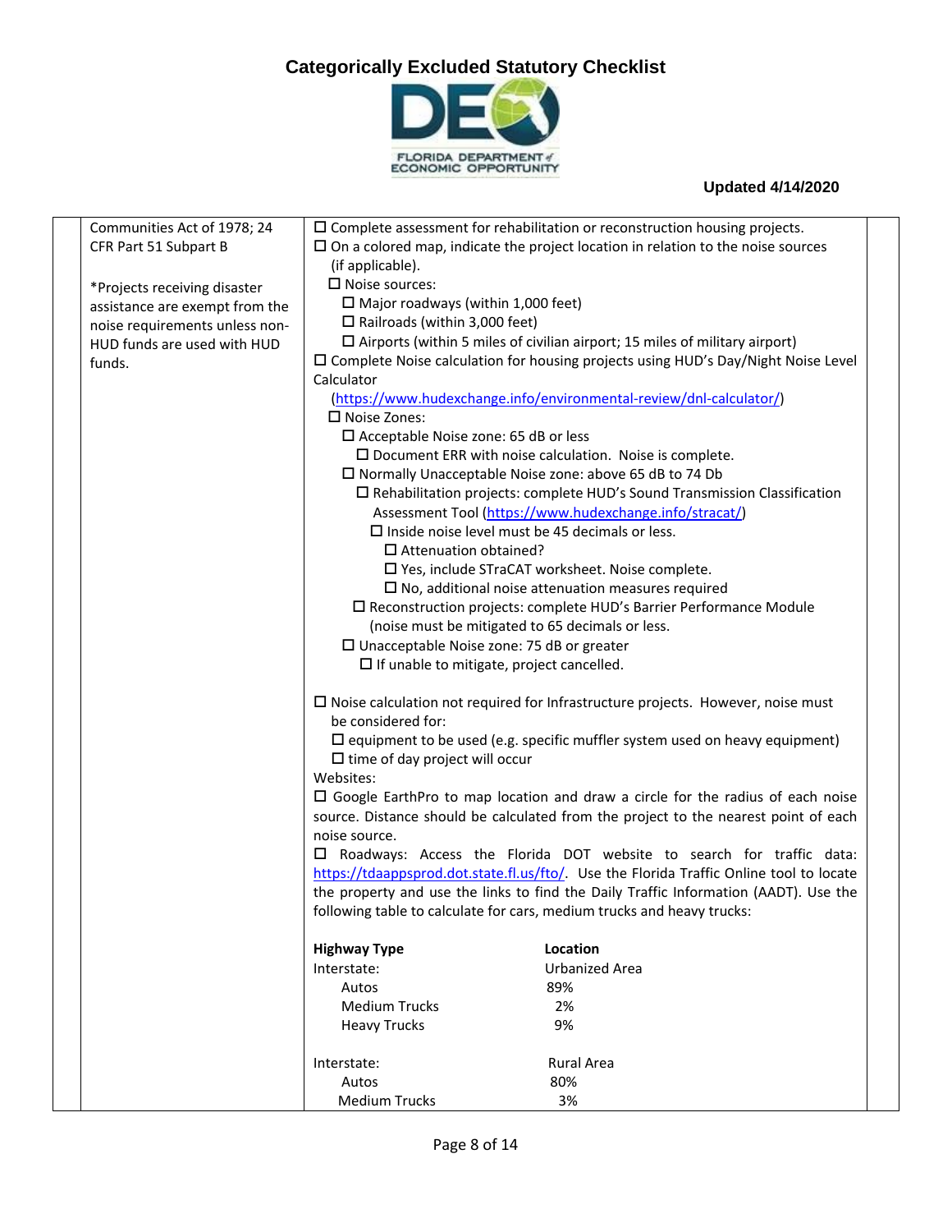| | Communities Act of 1978; 24 CFR Part 51 Subpart B<br><br>*Projects receiving disaster assistance are exempt from the noise requirements unless non-HUD funds are used with HUD funds. | ☐ Complete assessment for rehabilitation or reconstruction housing projects.<br>☐ On a colored map, indicate the project location in relation to the noise sources (if applicable).<br>☐ Noise sources:<br>☐ Major roadways (within 1,000 feet)<br>☐ Railroads (within 3,000 feet)<br>☐ Airports (within 5 miles of civilian airport; 15 miles of military airport)<br>☐ Complete Noise calculation for housing projects using HUD's Day/Night Noise Level Calculator (https://www.hudexchange.info/environmental-review/dnl-calculator/)<br>☐ Noise Zones:<br>☐ Acceptable Noise zone: 65 dB or less<br>☐ Document ERR with noise calculation. Noise is complete.<br>☐ Normally Unacceptable Noise zone: above 65 dB to 74 Db<br>☐ Rehabilitation projects: complete HUD's Sound Transmission Classification Assessment Tool (https://www.hudexchange.info/stracat/)<br>☐ Inside noise level must be 45 decimals or less.<br>☐ Attenuation obtained?<br>☐ Yes, include STraCAT worksheet. Noise complete.<br>☐ No, additional noise attenuation measures required<br>☐ Reconstruction projects: complete HUD's Barrier Performance Module (noise must be mitigated to 65 decimals or less.<br>☐ Unacceptable Noise zone: 75 dB or greater<br>☐ If unable to mitigate, project cancelled.<br><br>☐ Noise calculation not required for Infrastructure projects. However, noise must be considered for:<br>☐ equipment to be used (e.g. specific muffler system used on heavy equipment)<br>☐ time of day project will occur<br>Websites:<br>☐ Google EarthPro to map location and draw a circle for the radius of each noise source. Distance should be calculated from the project to the nearest point of each noise source.<br>☐ Roadways: Access the Florida DOT website to search for traffic data: https://tdaappsprod.dot.state.fl.us/fto/. Use the Florida Traffic Online tool to locate the property and use the links to find the Daily Traffic Information (AADT). Use the following table to calculate for cars, medium trucks and heavy trucks:<br><br>**Highway Type** — **Location**<br>Interstate: — Urbanized Area<br>Autos — 89%<br>Medium Trucks — 2%<br>Heavy Trucks — 9%<br><br>Interstate: — Rural Area<br>Autos — 80%<br>Medium Trucks — 3% | |
|---|---|---|---|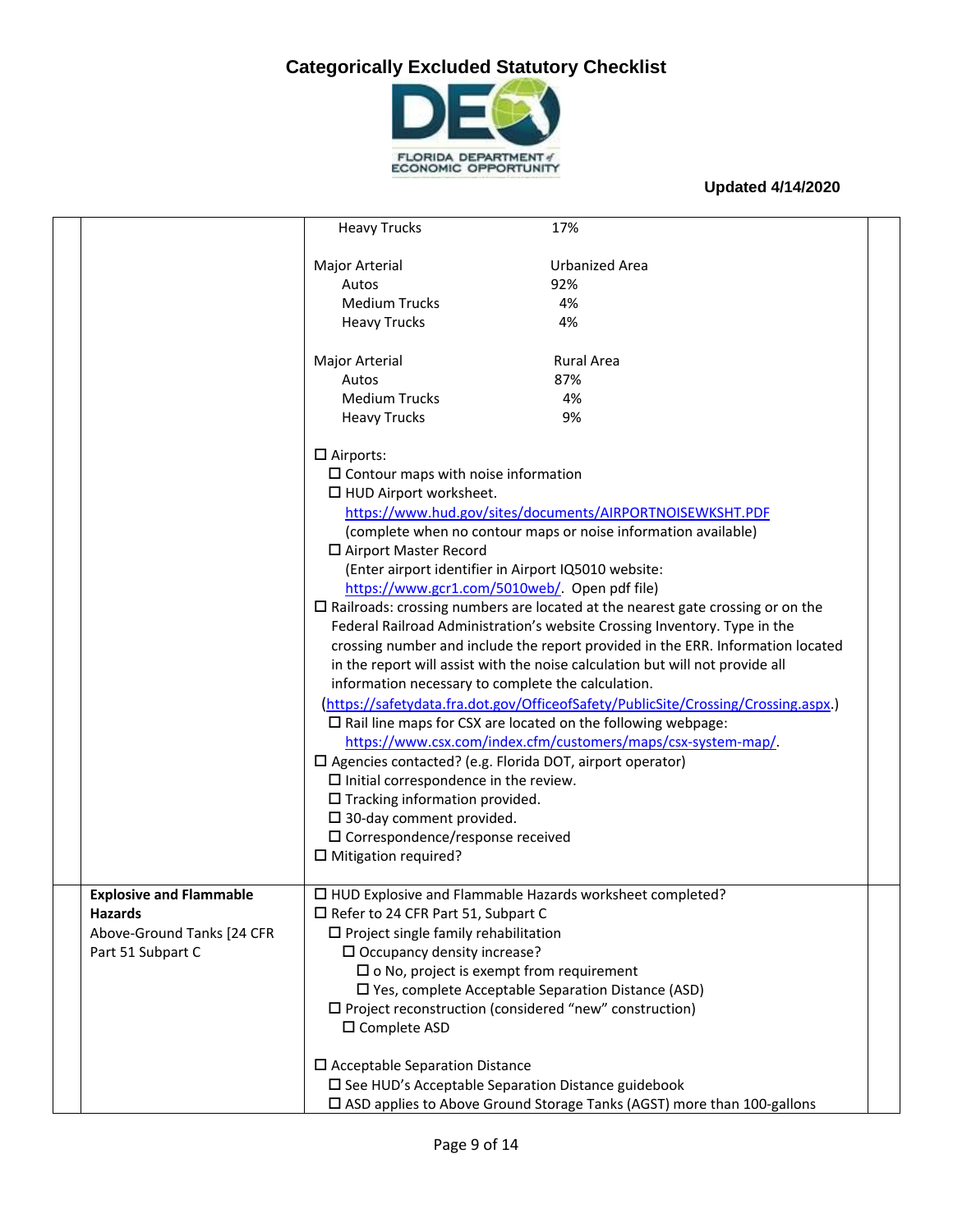| | | | |
|---|---|---|---|
| | | Heavy Trucks 17%<br><br>Major Arterial Urbanized Area<br>Autos 92%<br>Medium Trucks 4%<br>Heavy Trucks 4%<br><br>Major Arterial Rural Area<br>Autos 87%<br>Medium Trucks 4%<br>Heavy Trucks 9%<br><br>☐ Airports:<br>☐ Contour maps with noise information<br>☐ HUD Airport worksheet.<br>https://www.hud.gov/sites/documents/AIRPORTNOISEWKSHT.PDF<br>(complete when no contour maps or noise information available)<br>☐ Airport Master Record<br>(Enter airport identifier in Airport IQ5010 website:<br>https://www.gcr1.com/5010web/. Open pdf file)<br>☐ Railroads: crossing numbers are located at the nearest gate crossing or on the Federal Railroad Administration's website Crossing Inventory. Type in the crossing number and include the report provided in the ERR. Information located in the report will assist with the noise calculation but will not provide all information necessary to complete the calculation.<br>(https://safetydata.fra.dot.gov/OfficeofSafety/PublicSite/Crossing/Crossing.aspx.)<br>☐ Rail line maps for CSX are located on the following webpage:<br>https://www.csx.com/index.cfm/customers/maps/csx-system-map/.<br>☐ Agencies contacted? (e.g. Florida DOT, airport operator)<br>☐ Initial correspondence in the review.<br>☐ Tracking information provided.<br>☐ 30-day comment provided.<br>☐ Correspondence/response received<br>☐ Mitigation required? | |
| | **Explosive and Flammable Hazards**<br>Above-Ground Tanks [24 CFR Part 51 Subpart C | ☐ HUD Explosive and Flammable Hazards worksheet completed?<br>☐ Refer to 24 CFR Part 51, Subpart C<br>☐ Project single family rehabilitation<br>☐ Occupancy density increase?<br>☐ o No, project is exempt from requirement<br>☐ Yes, complete Acceptable Separation Distance (ASD)<br>☐ Project reconstruction (considered "new" construction)<br>☐ Complete ASD<br><br>☐ Acceptable Separation Distance<br>☐ See HUD's Acceptable Separation Distance guidebook<br>☐ ASD applies to Above Ground Storage Tanks (AGST) more than 100-gallons | |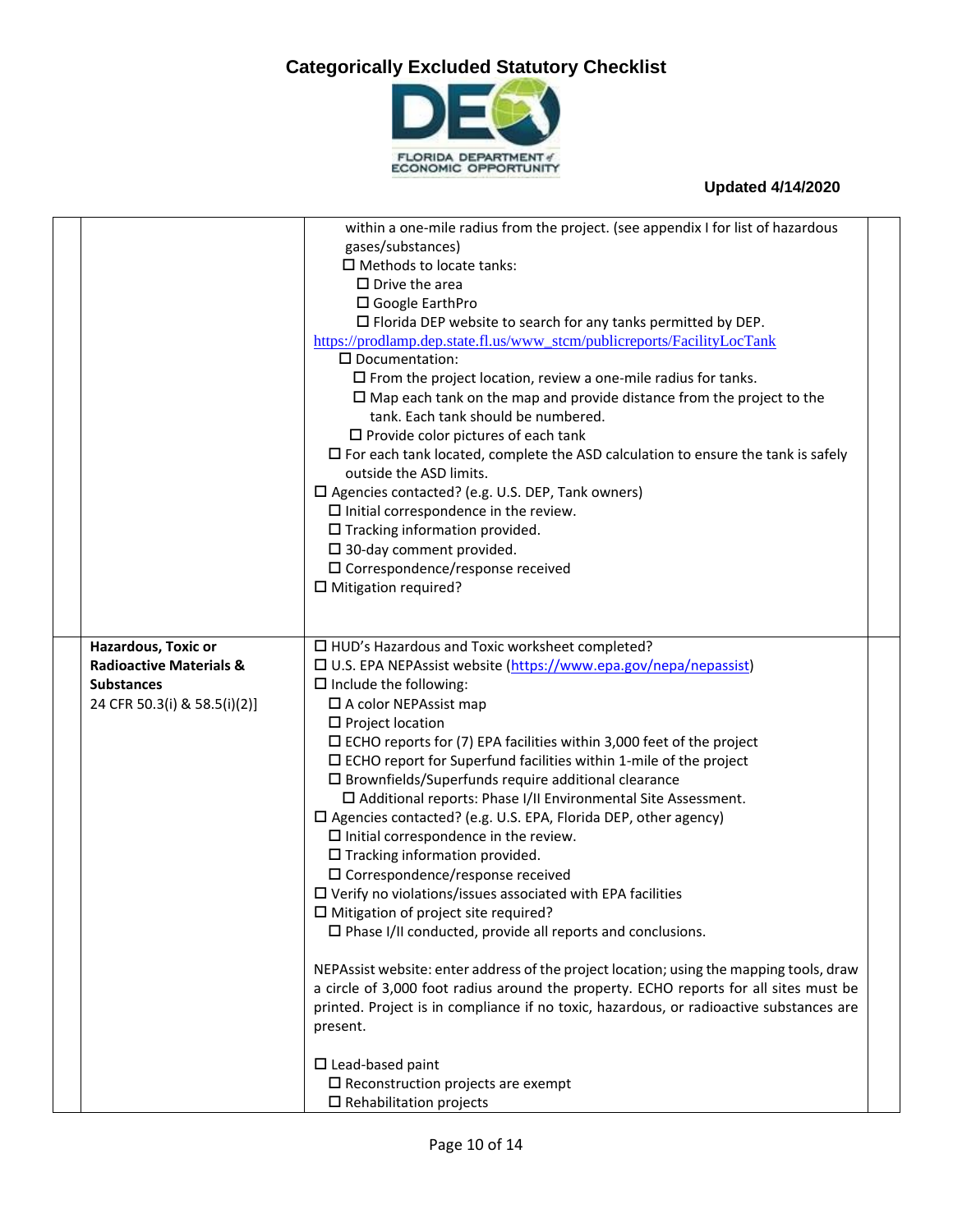| | | | |
|---|---|---|---|
| | | within a one-mile radius from the project. (see appendix I for list of hazardous gases/substances)<br>☐ Methods to locate tanks:<br>☐ Drive the area<br>☐ Google EarthPro<br>☐ Florida DEP website to search for any tanks permitted by DEP. https://prodlamp.dep.state.fl.us/www_stcm/publicreports/FacilityLocTank<br>☐ Documentation:<br>☐ From the project location, review a one-mile radius for tanks.<br>☐ Map each tank on the map and provide distance from the project to the tank. Each tank should be numbered.<br>☐ Provide color pictures of each tank<br>☐ For each tank located, complete the ASD calculation to ensure the tank is safely outside the ASD limits.<br>☐ Agencies contacted? (e.g. U.S. DEP, Tank owners)<br>☐ Initial correspondence in the review.<br>☐ Tracking information provided.<br>☐ 30-day comment provided.<br>☐ Correspondence/response received<br>☐ Mitigation required? | |
| | **Hazardous, Toxic or Radioactive Materials & Substances**<br>24 CFR 50.3(i) & 58.5(i)(2)] | ☐ HUD's Hazardous and Toxic worksheet completed?<br>☐ U.S. EPA NEPAssist website (https://www.epa.gov/nepa/nepassist)<br>☐ Include the following:<br>☐ A color NEPAssist map<br>☐ Project location<br>☐ ECHO reports for (7) EPA facilities within 3,000 feet of the project<br>☐ ECHO report for Superfund facilities within 1-mile of the project<br>☐ Brownfields/Superfunds require additional clearance<br>☐ Additional reports: Phase I/II Environmental Site Assessment.<br>☐ Agencies contacted? (e.g. U.S. EPA, Florida DEP, other agency)<br>☐ Initial correspondence in the review.<br>☐ Tracking information provided.<br>☐ Correspondence/response received<br>☐ Verify no violations/issues associated with EPA facilities<br>☐ Mitigation of project site required?<br>☐ Phase I/II conducted, provide all reports and conclusions.<br><br>NEPAssist website: enter address of the project location; using the mapping tools, draw a circle of 3,000 foot radius around the property. ECHO reports for all sites must be printed. Project is in compliance if no toxic, hazardous, or radioactive substances are present.<br><br>☐ Lead-based paint<br>☐ Reconstruction projects are exempt<br>☐ Rehabilitation projects | |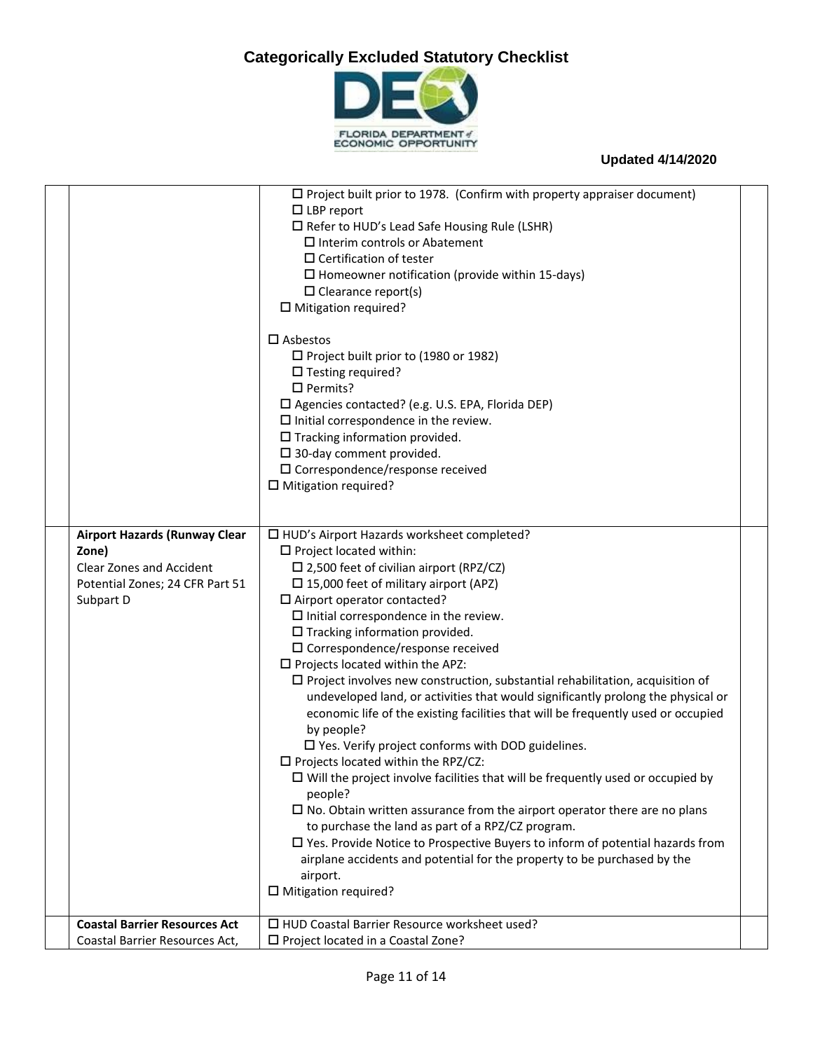| | | | |
|---|---|---|---|
| | | ☐ Project built prior to 1978. (Confirm with property appraiser document)<br>☐ LBP report<br>☐ Refer to HUD's Lead Safe Housing Rule (LSHR)<br>☐ Interim controls or Abatement<br>☐ Certification of tester<br>☐ Homeowner notification (provide within 15-days)<br>☐ Clearance report(s)<br>☐ Mitigation required?<br><br>☐ Asbestos<br>☐ Project built prior to (1980 or 1982)<br>☐ Testing required?<br>☐ Permits?<br>☐ Agencies contacted? (e.g. U.S. EPA, Florida DEP)<br>☐ Initial correspondence in the review.<br>☐ Tracking information provided.<br>☐ 30-day comment provided.<br>☐ Correspondence/response received<br>☐ Mitigation required? | |
| | **Airport Hazards (Runway Clear Zone)**<br>Clear Zones and Accident Potential Zones; 24 CFR Part 51 Subpart D | ☐ HUD's Airport Hazards worksheet completed?<br>☐ Project located within:<br>☐ 2,500 feet of civilian airport (RPZ/CZ)<br>☐ 15,000 feet of military airport (APZ)<br>☐ Airport operator contacted?<br>☐ Initial correspondence in the review.<br>☐ Tracking information provided.<br>☐ Correspondence/response received<br>☐ Projects located within the APZ:<br>☐ Project involves new construction, substantial rehabilitation, acquisition of undeveloped land, or activities that would significantly prolong the physical or economic life of the existing facilities that will be frequently used or occupied by people?<br>☐ Yes. Verify project conforms with DOD guidelines.<br>☐ Projects located within the RPZ/CZ:<br>☐ Will the project involve facilities that will be frequently used or occupied by people?<br>☐ No. Obtain written assurance from the airport operator there are no plans to purchase the land as part of a RPZ/CZ program.<br>☐ Yes. Provide Notice to Prospective Buyers to inform of potential hazards from airplane accidents and potential for the property to be purchased by the airport.<br>☐ Mitigation required? | |
| | **Coastal Barrier Resources Act**<br>Coastal Barrier Resources Act, | ☐ HUD Coastal Barrier Resource worksheet used?<br>☐ Project located in a Coastal Zone? | |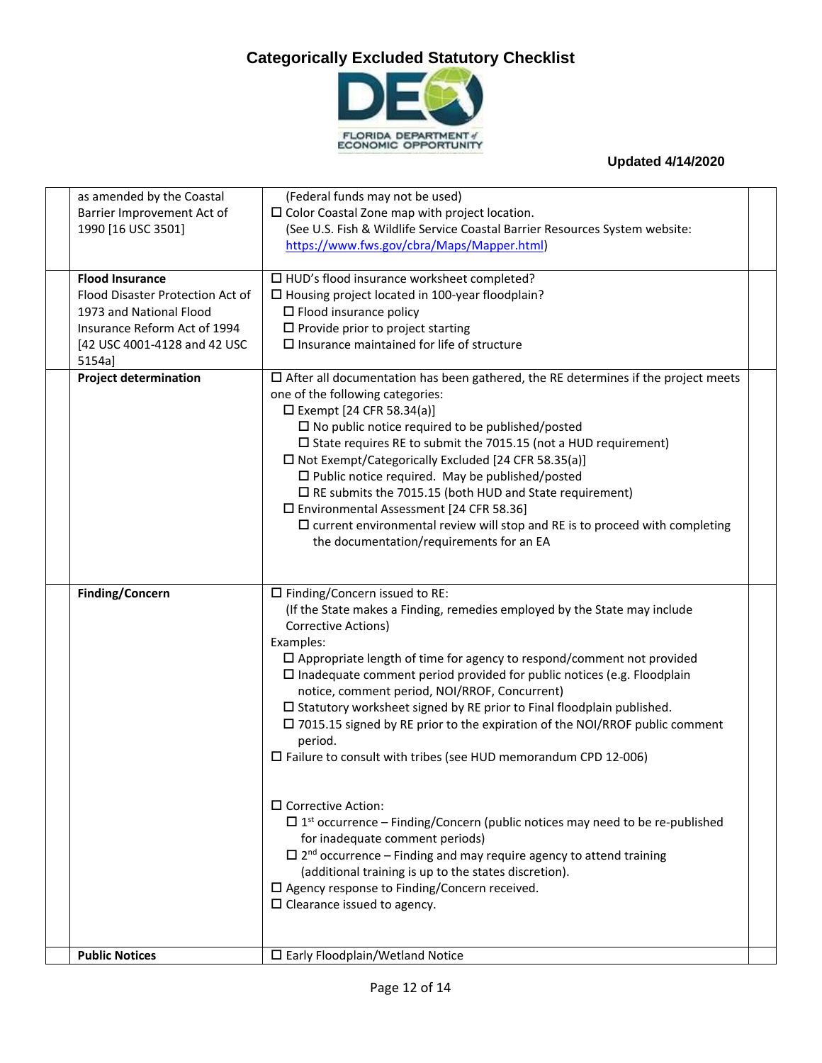# Categorically Excluded Statutory Checklist

**Updated 4/14/2020**

| | | | |
|---|---|---|---|
| | as amended by the Coastal Barrier Improvement Act of 1990 [16 USC 3501] | (Federal funds may not be used)<br>☐ Color Coastal Zone map with project location.<br>(See U.S. Fish & Wildlife Service Coastal Barrier Resources System website: https://www.fws.gov/cbra/Maps/Mapper.html) | |
| | **Flood Insurance**<br>Flood Disaster Protection Act of 1973 and National Flood Insurance Reform Act of 1994 [42 USC 4001-4128 and 42 USC 5154a] | ☐ HUD's flood insurance worksheet completed?<br>☐ Housing project located in 100-year floodplain?<br>☐ Flood insurance policy<br>☐ Provide prior to project starting<br>☐ Insurance maintained for life of structure | |
| | **Project determination** | ☐ After all documentation has been gathered, the RE determines if the project meets one of the following categories:<br>☐ Exempt [24 CFR 58.34(a)]<br>☐ No public notice required to be published/posted<br>☐ State requires RE to submit the 7015.15 (not a HUD requirement)<br>☐ Not Exempt/Categorically Excluded [24 CFR 58.35(a)]<br>☐ Public notice required. May be published/posted<br>☐ RE submits the 7015.15 (both HUD and State requirement)<br>☐ Environmental Assessment [24 CFR 58.36]<br>☐ current environmental review will stop and RE is to proceed with completing the documentation/requirements for an EA | |
| | **Finding/Concern** | ☐ Finding/Concern issued to RE:<br>(If the State makes a Finding, remedies employed by the State may include Corrective Actions)<br>Examples:<br>☐ Appropriate length of time for agency to respond/comment not provided<br>☐ Inadequate comment period provided for public notices (e.g. Floodplain notice, comment period, NOI/RROF, Concurrent)<br>☐ Statutory worksheet signed by RE prior to Final floodplain published.<br>☐ 7015.15 signed by RE prior to the expiration of the NOI/RROF public comment period.<br>☐ Failure to consult with tribes (see HUD memorandum CPD 12-006)<br><br>☐ Corrective Action:<br>☐ 1st occurrence – Finding/Concern (public notices may need to be re-published for inadequate comment periods)<br>☐ 2nd occurrence – Finding and may require agency to attend training (additional training is up to the states discretion).<br>☐ Agency response to Finding/Concern received.<br>☐ Clearance issued to agency. | |
| | **Public Notices** | ☐ Early Floodplain/Wetland Notice | |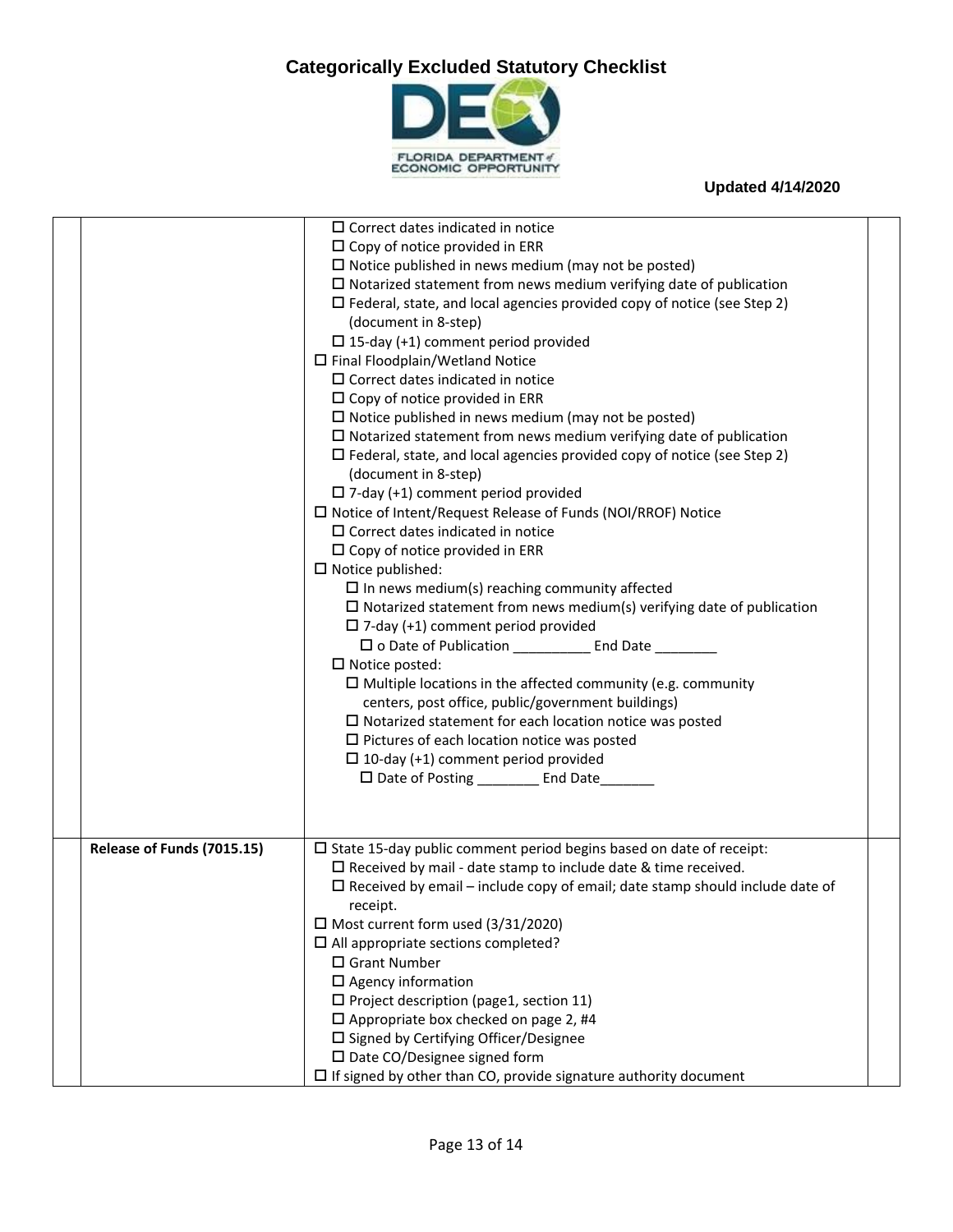# Categorically Excluded Statutory Checklist

**Updated 4/14/2020**

| | | | |
|---|---|---|---|
| | | ☐ Correct dates indicated in notice<br>☐ Copy of notice provided in ERR<br>☐ Notice published in news medium (may not be posted)<br>☐ Notarized statement from news medium verifying date of publication<br>☐ Federal, state, and local agencies provided copy of notice (see Step 2) (document in 8-step)<br>☐ 15-day (+1) comment period provided<br>☐ Final Floodplain/Wetland Notice<br>☐ Correct dates indicated in notice<br>☐ Copy of notice provided in ERR<br>☐ Notice published in news medium (may not be posted)<br>☐ Notarized statement from news medium verifying date of publication<br>☐ Federal, state, and local agencies provided copy of notice (see Step 2) (document in 8-step)<br>☐ 7-day (+1) comment period provided<br>☐ Notice of Intent/Request Release of Funds (NOI/RROF) Notice<br>☐ Correct dates indicated in notice<br>☐ Copy of notice provided in ERR<br>☐ Notice published:<br>☐ In news medium(s) reaching community affected<br>☐ Notarized statement from news medium(s) verifying date of publication<br>☐ 7-day (+1) comment period provided<br>☐ o Date of Publication __________ End Date ________<br>☐ Notice posted:<br>☐ Multiple locations in the affected community (e.g. community centers, post office, public/government buildings)<br>☐ Notarized statement for each location notice was posted<br>☐ Pictures of each location notice was posted<br>☐ 10-day (+1) comment period provided<br>☐ Date of Posting ________ End Date_______ | |
| | **Release of Funds (7015.15)** | ☐ State 15-day public comment period begins based on date of receipt:<br>☐ Received by mail - date stamp to include date & time received.<br>☐ Received by email – include copy of email; date stamp should include date of receipt.<br>☐ Most current form used (3/31/2020)<br>☐ All appropriate sections completed?<br>☐ Grant Number<br>☐ Agency information<br>☐ Project description (page1, section 11)<br>☐ Appropriate box checked on page 2, #4<br>☐ Signed by Certifying Officer/Designee<br>☐ Date CO/Designee signed form<br>☐ If signed by other than CO, provide signature authority document | |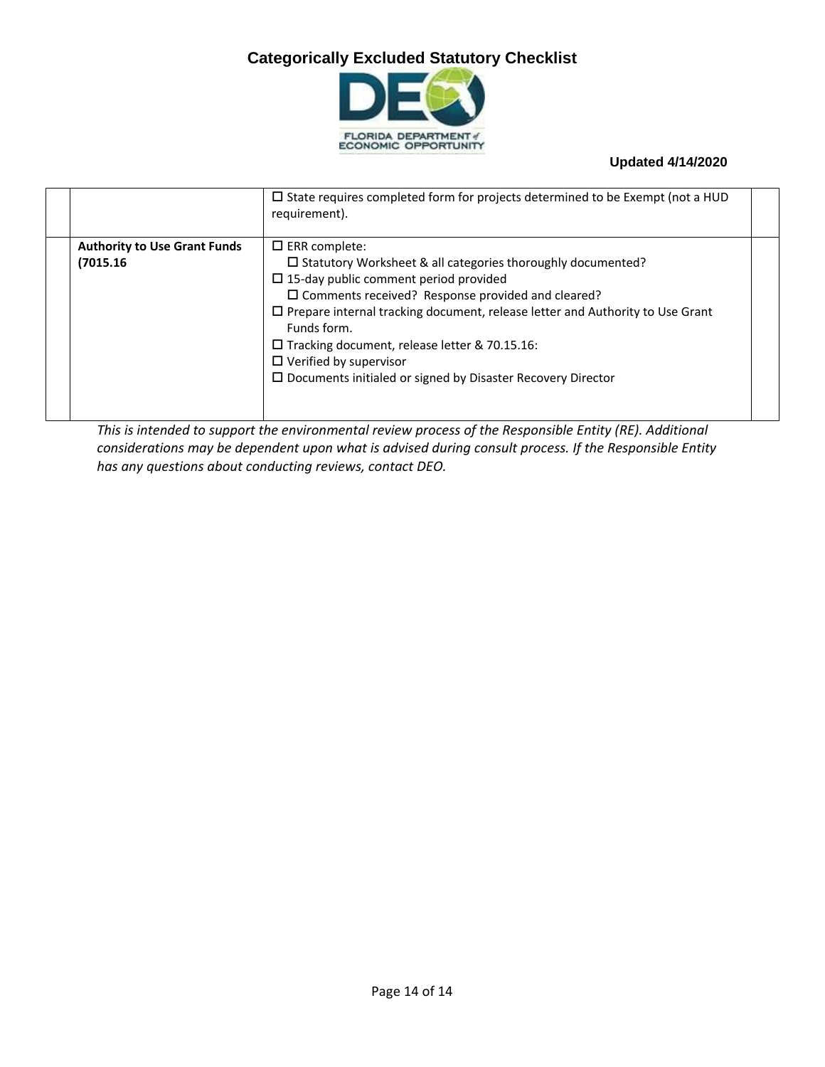# Categorically Excluded Statutory Checklist

FLORIDA DEPARTMENT of ECONOMIC OPPORTUNITY

**Updated 4/14/2020**

| | | | |
|---|---|---|---|
| | | ☐ State requires completed form for projects determined to be Exempt (not a HUD requirement). | |
| | **Authority to Use Grant Funds (7015.16** | ☐ ERR complete:<br>☐ Statutory Worksheet & all categories thoroughly documented?<br>☐ 15-day public comment period provided<br>☐ Comments received? Response provided and cleared?<br>☐ Prepare internal tracking document, release letter and Authority to Use Grant Funds form.<br>☐ Tracking document, release letter & 70.15.16:<br>☐ Verified by supervisor<br>☐ Documents initialed or signed by Disaster Recovery Director | |

*This is intended to support the environmental review process of the Responsible Entity (RE). Additional considerations may be dependent upon what is advised during consult process. If the Responsible Entity has any questions about conducting reviews, contact DEO.*